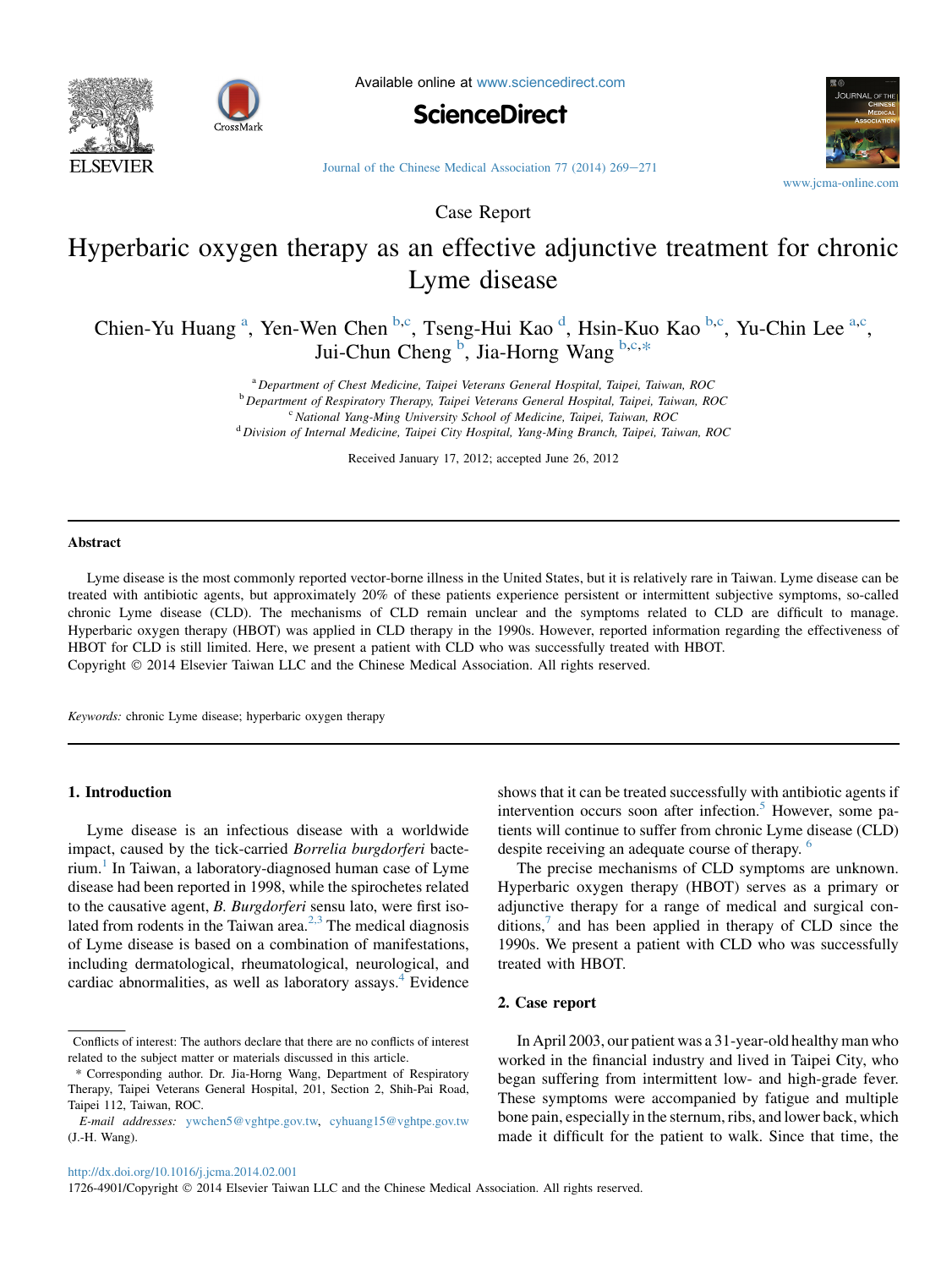Case Report

# Hyperbaric oxygen therapy as an effective adjunctive treatment for chronic Lyme disease

Chien-Yu Huang [a], Yen-Wen Chen [b,c], Tseng-Hui Kao [d], Hsin-Kuo Kao [b,c], Yu-Chin Lee [a,c], Jui-Chun Cheng [b], Jia-Horng Wang [b,c,*]

[a] Department of Chest Medicine, Taipei Veterans General Hospital, Taipei, Taiwan, ROC
[b] Department of Respiratory Therapy, Taipei Veterans General Hospital, Taipei, Taiwan, ROC
[c] National Yang-Ming University School of Medicine, Taipei, Taiwan, ROC
[d] Division of Internal Medicine, Taipei City Hospital, Yang-Ming Branch, Taipei, Taiwan, ROC

Received January 17, 2012; accepted June 26, 2012

## Abstract

Lyme disease is the most commonly reported vector-borne illness in the United States, but it is relatively rare in Taiwan. Lyme disease can be treated with antibiotic agents, but approximately 20% of these patients experience persistent or intermittent subjective symptoms, so-called chronic Lyme disease (CLD). The mechanisms of CLD remain unclear and the symptoms related to CLD are difficult to manage. Hyperbaric oxygen therapy (HBOT) was applied in CLD therapy in the 1990s. However, reported information regarding the effectiveness of HBOT for CLD is still limited. Here, we present a patient with CLD who was successfully treated with HBOT.

Copyright © 2014 Elsevier Taiwan LLC and the Chinese Medical Association. All rights reserved.

*Keywords:* chronic Lyme disease; hyperbaric oxygen therapy

## 1. Introduction

Lyme disease is an infectious disease with a worldwide impact, caused by the tick-carried *Borrelia burgdorferi* bacterium.[1] In Taiwan, a laboratory-diagnosed human case of Lyme disease had been reported in 1998, while the spirochetes related to the causative agent, *B. Burgdorferi* sensu lato, were first isolated from rodents in the Taiwan area.[2,3] The medical diagnosis of Lyme disease is based on a combination of manifestations, including dermatological, rheumatological, neurological, and cardiac abnormalities, as well as laboratory assays.[4] Evidence shows that it can be treated successfully with antibiotic agents if intervention occurs soon after infection.[5] However, some patients will continue to suffer from chronic Lyme disease (CLD) despite receiving an adequate course of therapy.[6]

The precise mechanisms of CLD symptoms are unknown. Hyperbaric oxygen therapy (HBOT) serves as a primary or adjunctive therapy for a range of medical and surgical conditions,[7] and has been applied in therapy of CLD since the 1990s. We present a patient with CLD who was successfully treated with HBOT.

## 2. Case report

In April 2003, our patient was a 31-year-old healthy man who worked in the financial industry and lived in Taipei City, who began suffering from intermittent low- and high-grade fever. These symptoms were accompanied by fatigue and multiple bone pain, especially in the sternum, ribs, and lower back, which made it difficult for the patient to walk. Since that time, the

Conflicts of interest: The authors declare that there are no conflicts of interest related to the subject matter or materials discussed in this article.

\* Corresponding author. Dr. Jia-Horng Wang, Department of Respiratory Therapy, Taipei Veterans General Hospital, 201, Section 2, Shih-Pai Road, Taipei 112, Taiwan, ROC.

*E-mail addresses:* ywchen5@vghtpe.gov.tw, cyhuang15@vghtpe.gov.tw (J.-H. Wang).

http://dx.doi.org/10.1016/j.jcma.2014.02.001
1726-4901/Copyright © 2014 Elsevier Taiwan LLC and the Chinese Medical Association. All rights reserved.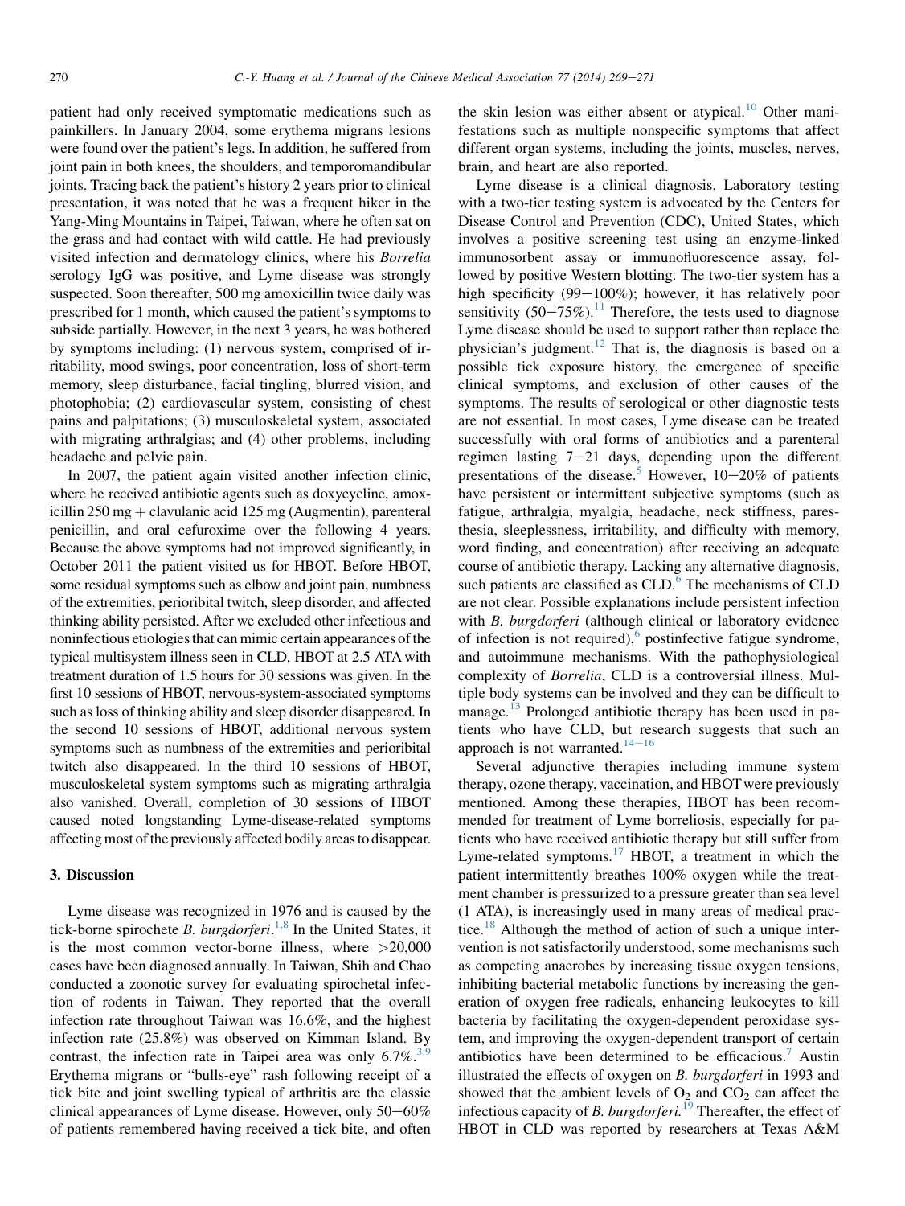patient had only received symptomatic medications such as painkillers. In January 2004, some erythema migrans lesions were found over the patient's legs. In addition, he suffered from joint pain in both knees, the shoulders, and temporomandibular joints. Tracing back the patient's history 2 years prior to clinical presentation, it was noted that he was a frequent hiker in the Yang-Ming Mountains in Taipei, Taiwan, where he often sat on the grass and had contact with wild cattle. He had previously visited infection and dermatology clinics, where his *Borrelia* serology IgG was positive, and Lyme disease was strongly suspected. Soon thereafter, 500 mg amoxicillin twice daily was prescribed for 1 month, which caused the patient's symptoms to subside partially. However, in the next 3 years, he was bothered by symptoms including: (1) nervous system, comprised of irritability, mood swings, poor concentration, loss of short-term memory, sleep disturbance, facial tingling, blurred vision, and photophobia; (2) cardiovascular system, consisting of chest pains and palpitations; (3) musculoskeletal system, associated with migrating arthralgias; and (4) other problems, including headache and pelvic pain.

In 2007, the patient again visited another infection clinic, where he received antibiotic agents such as doxycycline, amoxicillin 250 mg + clavulanic acid 125 mg (Augmentin), parenteral penicillin, and oral cefuroxime over the following 4 years. Because the above symptoms had not improved significantly, in October 2011 the patient visited us for HBOT. Before HBOT, some residual symptoms such as elbow and joint pain, numbness of the extremities, perioribital twitch, sleep disorder, and affected thinking ability persisted. After we excluded other infectious and noninfectious etiologies that can mimic certain appearances of the typical multisystem illness seen in CLD, HBOT at 2.5 ATA with treatment duration of 1.5 hours for 30 sessions was given. In the first 10 sessions of HBOT, nervous-system-associated symptoms such as loss of thinking ability and sleep disorder disappeared. In the second 10 sessions of HBOT, additional nervous system symptoms such as numbness of the extremities and perioribital twitch also disappeared. In the third 10 sessions of HBOT, musculoskeletal system symptoms such as migrating arthralgia also vanished. Overall, completion of 30 sessions of HBOT caused noted longstanding Lyme-disease-related symptoms affecting most of the previously affected bodily areas to disappear.

## 3. Discussion

Lyme disease was recognized in 1976 and is caused by the tick-borne spirochete *B. burgdorferi*.[1,8] In the United States, it is the most common vector-borne illness, where >20,000 cases have been diagnosed annually. In Taiwan, Shih and Chao conducted a zoonotic survey for evaluating spirochetal infection of rodents in Taiwan. They reported that the overall infection rate throughout Taiwan was 16.6%, and the highest infection rate (25.8%) was observed on Kimman Island. By contrast, the infection rate in Taipei area was only 6.7%.[3,9] Erythema migrans or "bulls-eye" rash following receipt of a tick bite and joint swelling typical of arthritis are the classic clinical appearances of Lyme disease. However, only 50–60% of patients remembered having received a tick bite, and often the skin lesion was either absent or atypical.[10] Other manifestations such as multiple nonspecific symptoms that affect different organ systems, including the joints, muscles, nerves, brain, and heart are also reported.

Lyme disease is a clinical diagnosis. Laboratory testing with a two-tier testing system is advocated by the Centers for Disease Control and Prevention (CDC), United States, which involves a positive screening test using an enzyme-linked immunosorbent assay or immunofluorescence assay, followed by positive Western blotting. The two-tier system has a high specificity (99–100%); however, it has relatively poor sensitivity (50–75%).[11] Therefore, the tests used to diagnose Lyme disease should be used to support rather than replace the physician's judgment.[12] That is, the diagnosis is based on a possible tick exposure history, the emergence of specific clinical symptoms, and exclusion of other causes of the symptoms. The results of serological or other diagnostic tests are not essential. In most cases, Lyme disease can be treated successfully with oral forms of antibiotics and a parenteral regimen lasting 7–21 days, depending upon the different presentations of the disease.[5] However, 10–20% of patients have persistent or intermittent subjective symptoms (such as fatigue, arthralgia, myalgia, headache, neck stiffness, paresthesia, sleeplessness, irritability, and difficulty with memory, word finding, and concentration) after receiving an adequate course of antibiotic therapy. Lacking any alternative diagnosis, such patients are classified as CLD.[6] The mechanisms of CLD are not clear. Possible explanations include persistent infection with *B. burgdorferi* (although clinical or laboratory evidence of infection is not required),[6] postinfective fatigue syndrome, and autoimmune mechanisms. With the pathophysiological complexity of *Borrelia*, CLD is a controversial illness. Multiple body systems can be involved and they can be difficult to manage.[13] Prolonged antibiotic therapy has been used in patients who have CLD, but research suggests that such an approach is not warranted.[14–16]

Several adjunctive therapies including immune system therapy, ozone therapy, vaccination, and HBOT were previously mentioned. Among these therapies, HBOT has been recommended for treatment of Lyme borreliosis, especially for patients who have received antibiotic therapy but still suffer from Lyme-related symptoms.[17] HBOT, a treatment in which the patient intermittently breathes 100% oxygen while the treatment chamber is pressurized to a pressure greater than sea level (1 ATA), is increasingly used in many areas of medical practice.[18] Although the method of action of such a unique intervention is not satisfactorily understood, some mechanisms such as competing anaerobes by increasing tissue oxygen tensions, inhibiting bacterial metabolic functions by increasing the generation of oxygen free radicals, enhancing leukocytes to kill bacteria by facilitating the oxygen-dependent peroxidase system, and improving the oxygen-dependent transport of certain antibiotics have been determined to be efficacious.[7] Austin illustrated the effects of oxygen on *B. burgdorferi* in 1993 and showed that the ambient levels of $O_2$ and $CO_2$ can affect the infectious capacity of *B. burgdorferi*.[19] Thereafter, the effect of HBOT in CLD was reported by researchers at Texas A&M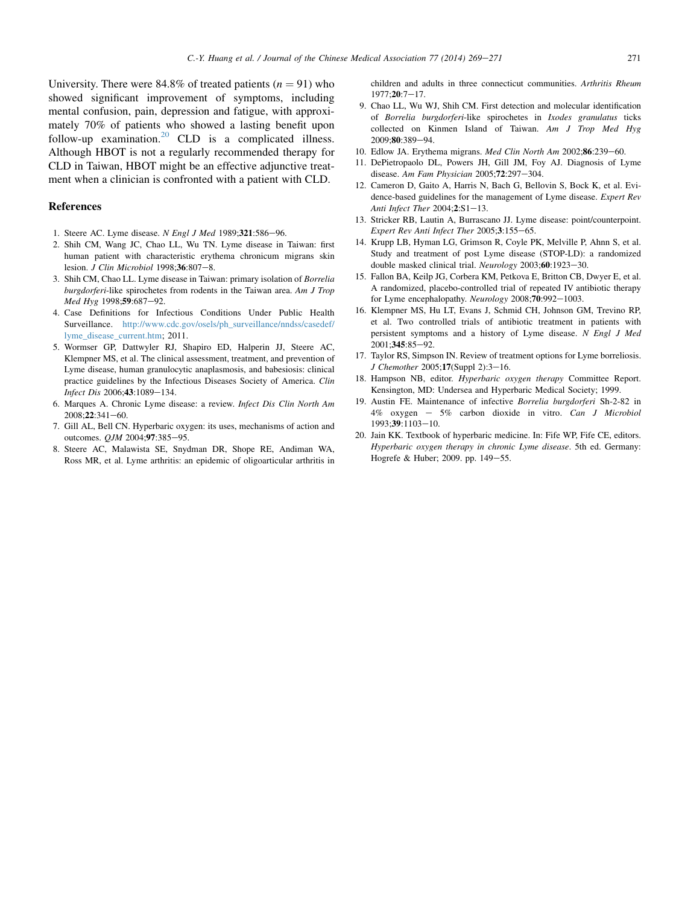University. There were 84.8% of treated patients ($n = 91$) who showed significant improvement of symptoms, including mental confusion, pain, depression and fatigue, with approximately 70% of patients who showed a lasting benefit upon follow-up examination.[20] CLD is a complicated illness. Although HBOT is not a regularly recommended therapy for CLD in Taiwan, HBOT might be an effective adjunctive treatment when a clinician is confronted with a patient with CLD.

## References

1. Steere AC. Lyme disease. *N Engl J Med* 1989;**321**:586–96.
2. Shih CM, Wang JC, Chao LL, Wu TN. Lyme disease in Taiwan: first human patient with characteristic erythema chronicum migrans skin lesion. *J Clin Microbiol* 1998;**36**:807–8.
3. Shih CM, Chao LL. Lyme disease in Taiwan: primary isolation of *Borrelia burgdorferi*-like spirochetes from rodents in the Taiwan area. *Am J Trop Med Hyg* 1998;**59**:687–92.
4. Case Definitions for Infectious Conditions Under Public Health Surveillance. http://www.cdc.gov/osels/ph_surveillance/nndss/casedef/lyme_disease_current.htm; 2011.
5. Wormser GP, Dattwyler RJ, Shapiro ED, Halperin JJ, Steere AC, Klempner MS, et al. The clinical assessment, treatment, and prevention of Lyme disease, human granulocytic anaplasmosis, and babesiosis: clinical practice guidelines by the Infectious Diseases Society of America. *Clin Infect Dis* 2006;**43**:1089–134.
6. Marques A. Chronic Lyme disease: a review. *Infect Dis Clin North Am* 2008;**22**:341–60.
7. Gill AL, Bell CN. Hyperbaric oxygen: its uses, mechanisms of action and outcomes. *QJM* 2004;**97**:385–95.
8. Steere AC, Malawista SE, Snydman DR, Shope RE, Andiman WA, Ross MR, et al. Lyme arthritis: an epidemic of oligoarticular arthritis in children and adults in three connecticut communities. *Arthritis Rheum* 1977;**20**:7–17.
9. Chao LL, Wu WJ, Shih CM. First detection and molecular identification of *Borrelia burgdorferi*-like spirochetes in *Ixodes granulatus* ticks collected on Kinmen Island of Taiwan. *Am J Trop Med Hyg* 2009;**80**:389–94.
10. Edlow JA. Erythema migrans. *Med Clin North Am* 2002;**86**:239–60.
11. DePietropaolo DL, Powers JH, Gill JM, Foy AJ. Diagnosis of Lyme disease. *Am Fam Physician* 2005;**72**:297–304.
12. Cameron D, Gaito A, Harris N, Bach G, Bellovin S, Bock K, et al. Evidence-based guidelines for the management of Lyme disease. *Expert Rev Anti Infect Ther* 2004;**2**:S1–13.
13. Stricker RB, Lautin A, Burrascano JJ. Lyme disease: point/counterpoint. *Expert Rev Anti Infect Ther* 2005;**3**:155–65.
14. Krupp LB, Hyman LG, Grimson R, Coyle PK, Melville P, Ahnn S, et al. Study and treatment of post Lyme disease (STOP-LD): a randomized double masked clinical trial. *Neurology* 2003;**60**:1923–30.
15. Fallon BA, Keilp JG, Corbera KM, Petkova E, Britton CB, Dwyer E, et al. A randomized, placebo-controlled trial of repeated IV antibiotic therapy for Lyme encephalopathy. *Neurology* 2008;**70**:992–1003.
16. Klempner MS, Hu LT, Evans J, Schmid CH, Johnson GM, Trevino RP, et al. Two controlled trials of antibiotic treatment in patients with persistent symptoms and a history of Lyme disease. *N Engl J Med* 2001;**345**:85–92.
17. Taylor RS, Simpson IN. Review of treatment options for Lyme borreliosis. *J Chemother* 2005;**17**(Suppl 2):3–16.
18. Hampson NB, editor. *Hyperbaric oxygen therapy* Committee Report. Kensington, MD: Undersea and Hyperbaric Medical Society; 1999.
19. Austin FE. Maintenance of infective *Borrelia burgdorferi* Sh-2-82 in 4% oxygen – 5% carbon dioxide in vitro. *Can J Microbiol* 1993;**39**:1103–10.
20. Jain KK. Textbook of hyperbaric medicine. In: Fife WP, Fife CE, editors. *Hyperbaric oxygen therapy in chronic Lyme disease*. 5th ed. Germany: Hogrefe & Huber; 2009. pp. 149–55.